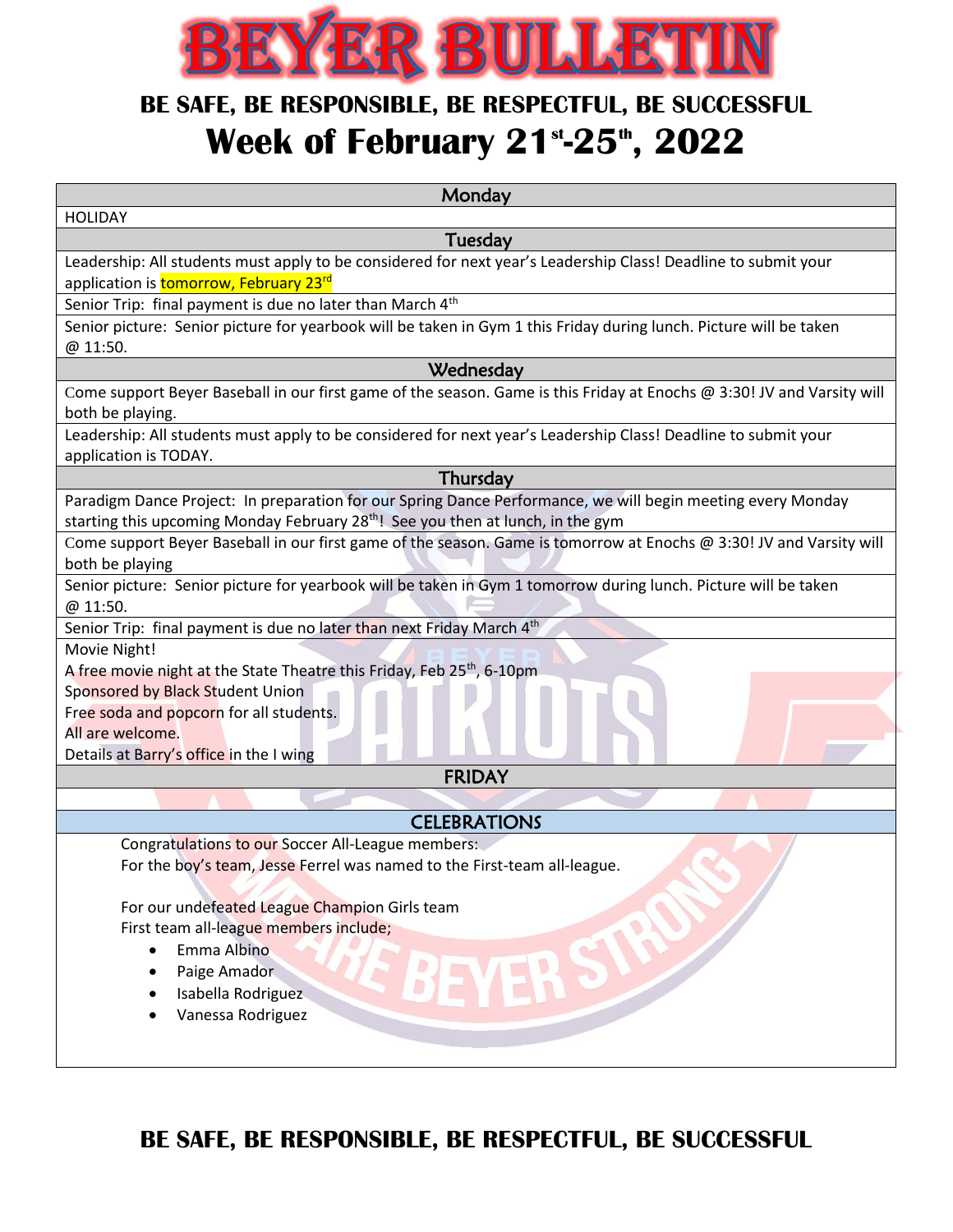# BEYER BULLETIN

## BE SAFE, BE RESPONSIBLE, BE RESPECTFUL, BE SUCCESSFUL

## Week of February 21st-25th, 2022

| Monday |
| --- |
| HOLIDAY |
| **Tuesday** |
| Leadership: All students must apply to be considered for next year's Leadership Class! Deadline to submit your application is tomorrow, February 23rd |
| Senior Trip: final payment is due no later than March 4th |
| Senior picture: Senior picture for yearbook will be taken in Gym 1 this Friday during lunch. Picture will be taken @ 11:50. |
| **Wednesday** |
| Come support Beyer Baseball in our first game of the season. Game is this Friday at Enochs @ 3:30! JV and Varsity will both be playing. |
| Leadership: All students must apply to be considered for next year's Leadership Class! Deadline to submit your application is TODAY. |
| **Thursday** |
| Paradigm Dance Project: In preparation for our Spring Dance Performance, we will begin meeting every Monday starting this upcoming Monday February 28th! See you then at lunch, in the gym |
| Come support Beyer Baseball in our first game of the season. Game is tomorrow at Enochs @ 3:30! JV and Varsity will both be playing |
| Senior picture: Senior picture for yearbook will be taken in Gym 1 tomorrow during lunch. Picture will be taken @ 11:50. |
| Senior Trip: final payment is due no later than next Friday March 4th |
| Movie Night!<br>A free movie night at the State Theatre this Friday, Feb 25th, 6-10pm<br>Sponsored by Black Student Union<br>Free soda and popcorn for all students.<br>All are welcome.<br>Details at Barry's office in the I wing |
| **FRIDAY** |
| |
| **CELEBRATIONS** |
| Congratulations to our Soccer All-League members:<br>For the boy's team, Jesse Ferrel was named to the First-team all-league.<br><br>For our undefeated League Champion Girls team<br>First team all-league members include;<br>• Emma Albino<br>• Paige Amador<br>• Isabella Rodriguez<br>• Vanessa Rodriguez |

## BE SAFE, BE RESPONSIBLE, BE RESPECTFUL, BE SUCCESSFUL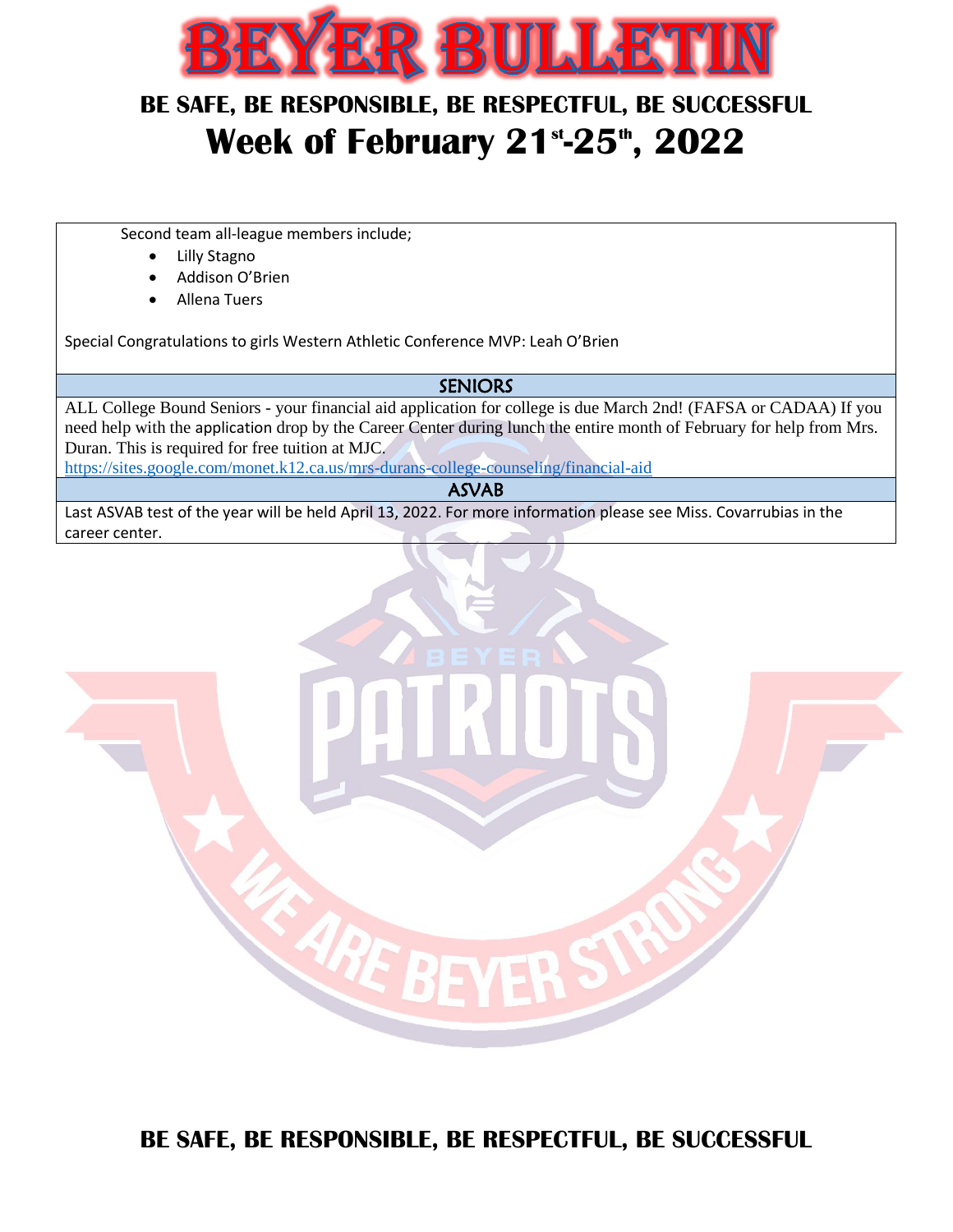// BEYER BULLETIN

**BE SAFE, BE RESPONSIBLE, BE RESPECTFUL, BE SUCCESSFUL**

# Week of February 21st-25th, 2022

Second team all-league members include;

- Lilly Stagno
- Addison O'Brien
- Allena Tuers

Special Congratulations to girls Western Athletic Conference MVP: Leah O'Brien

## SENIORS

ALL College Bound Seniors - your financial aid application for college is due March 2nd! (FAFSA or CADAA) If you need help with the application drop by the Career Center during lunch the entire month of February for help from Mrs. Duran. This is required for free tuition at MJC.

https://sites.google.com/monet.k12.ca.us/mrs-durans-college-counseling/financial-aid

## ASVAB

Last ASVAB test of the year will be held April 13, 2022. For more information please see Miss. Covarrubias in the career center.

**BE SAFE, BE RESPONSIBLE, BE RESPECTFUL, BE SUCCESSFUL**